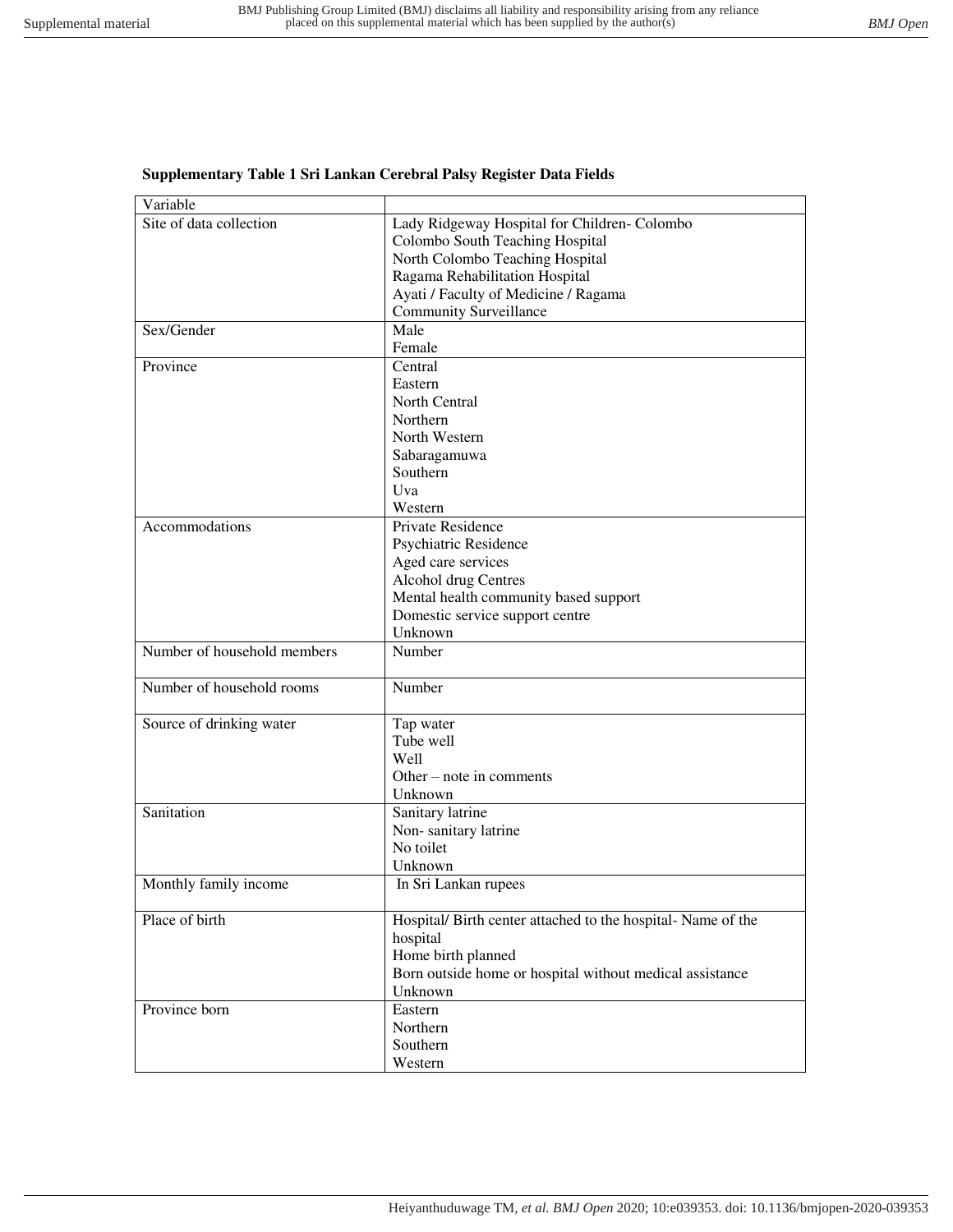**Supplementary Table 1 Sri Lankan Cerebral Palsy Register Data Fields**

| Variable | |
|---|---|
| Site of data collection | Lady Ridgeway Hospital for Children- Colombo<br>Colombo South Teaching Hospital<br>North Colombo Teaching Hospital<br>Ragama Rehabilitation Hospital<br>Ayati / Faculty of Medicine / Ragama<br>Community Surveillance |
| Sex/Gender | Male<br>Female |
| Province | Central<br>Eastern<br>North Central<br>Northern<br>North Western<br>Sabaragamuwa<br>Southern<br>Uva<br>Western |
| Accommodations | Private Residence<br>Psychiatric Residence<br>Aged care services<br>Alcohol drug Centres<br>Mental health community based support<br>Domestic service support centre<br>Unknown |
| Number of household members | Number |
| Number of household rooms | Number |
| Source of drinking water | Tap water<br>Tube well<br>Well<br>Other – note in comments<br>Unknown |
| Sanitation | Sanitary latrine<br>Non- sanitary latrine<br>No toilet<br>Unknown |
| Monthly family income | In Sri Lankan rupees |
| Place of birth | Hospital/ Birth center attached to the hospital- Name of the hospital<br>Home birth planned<br>Born outside home or hospital without medical assistance<br>Unknown |
| Province born | Eastern<br>Northern<br>Southern<br>Western |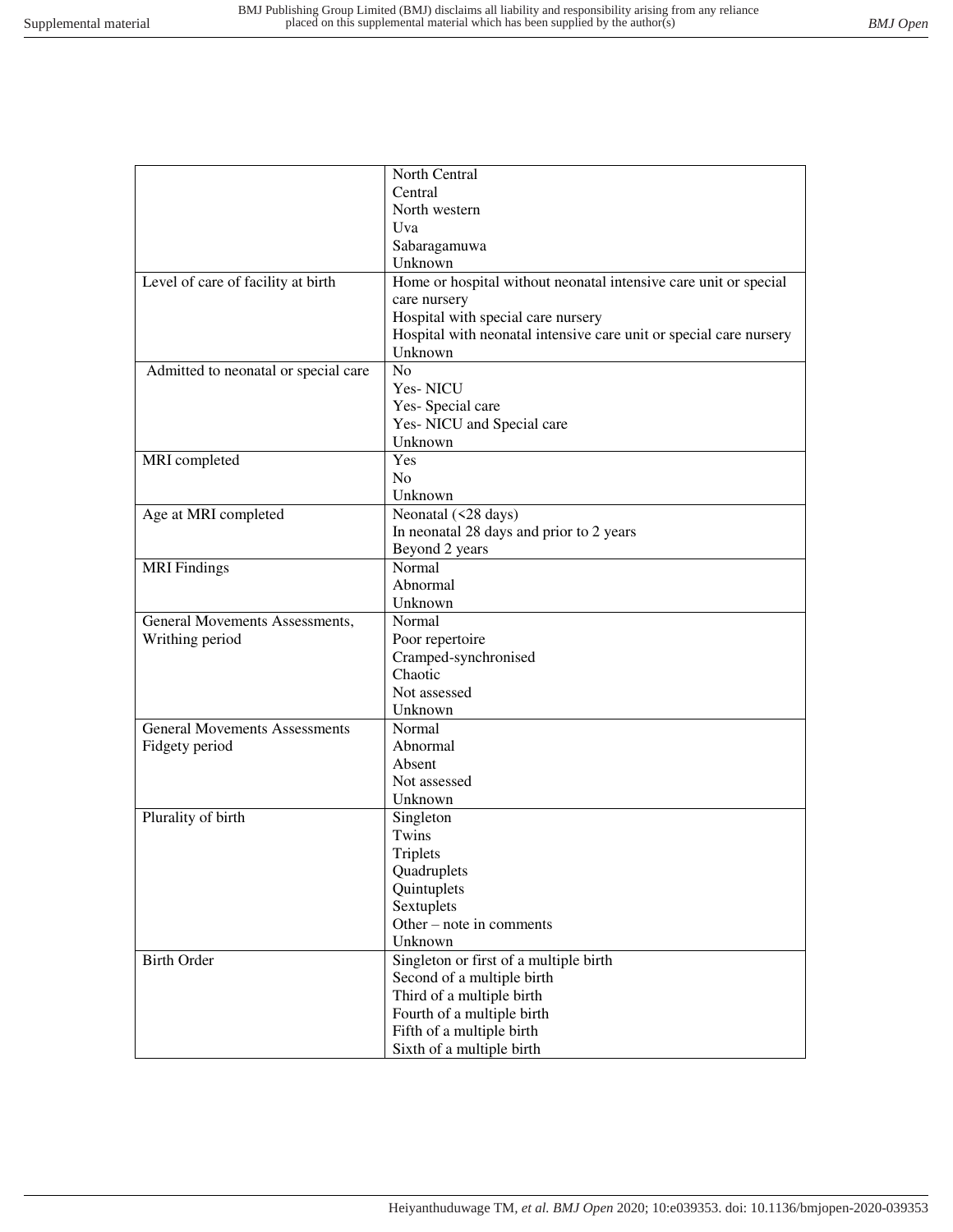| | |
|---|---|
| | North Central<br>Central<br>North western<br>Uva<br>Sabaragamuwa<br>Unknown |
| Level of care of facility at birth | Home or hospital without neonatal intensive care unit or special care nursery<br>Hospital with special care nursery<br>Hospital with neonatal intensive care unit or special care nursery<br>Unknown |
| Admitted to neonatal or special care | No<br>Yes- NICU<br>Yes- Special care<br>Yes- NICU and Special care<br>Unknown |
| MRI completed | Yes<br>No<br>Unknown |
| Age at MRI completed | Neonatal (<28 days)<br>In neonatal 28 days and prior to 2 years<br>Beyond 2 years |
| MRI Findings | Normal<br>Abnormal<br>Unknown |
| General Movements Assessments, Writhing period | Normal<br>Poor repertoire<br>Cramped-synchronised<br>Chaotic<br>Not assessed<br>Unknown |
| General Movements Assessments Fidgety period | Normal<br>Abnormal<br>Absent<br>Not assessed<br>Unknown |
| Plurality of birth | Singleton<br>Twins<br>Triplets<br>Quadruplets<br>Quintuplets<br>Sextuplets<br>Other – note in comments<br>Unknown |
| Birth Order | Singleton or first of a multiple birth<br>Second of a multiple birth<br>Third of a multiple birth<br>Fourth of a multiple birth<br>Fifth of a multiple birth<br>Sixth of a multiple birth |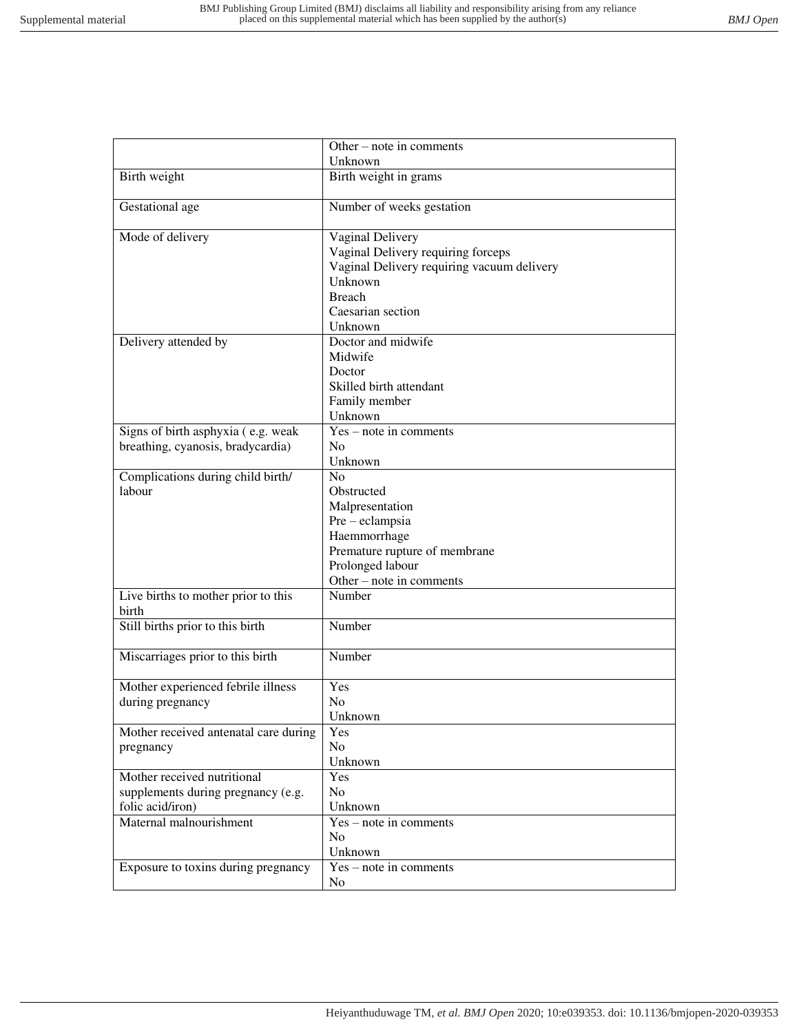| | |
|---|---|
| | Other – note in comments<br>Unknown |
| Birth weight | Birth weight in grams |
| Gestational age | Number of weeks gestation |
| Mode of delivery | Vaginal Delivery<br>Vaginal Delivery requiring forceps<br>Vaginal Delivery requiring vacuum delivery<br>Unknown<br>Breach<br>Caesarian section<br>Unknown |
| Delivery attended by | Doctor and midwife<br>Midwife<br>Doctor<br>Skilled birth attendant<br>Family member<br>Unknown |
| Signs of birth asphyxia ( e.g. weak breathing, cyanosis, bradycardia) | Yes – note in comments<br>No<br>Unknown |
| Complications during child birth/ labour | No<br>Obstructed<br>Malpresentation<br>Pre – eclampsia<br>Haemmorrhage<br>Premature rupture of membrane<br>Prolonged labour<br>Other – note in comments |
| Live births to mother prior to this birth | Number |
| Still births prior to this birth | Number |
| Miscarriages prior to this birth | Number |
| Mother experienced febrile illness during pregnancy | Yes<br>No<br>Unknown |
| Mother received antenatal care during pregnancy | Yes<br>No<br>Unknown |
| Mother received nutritional supplements during pregnancy (e.g. folic acid/iron) | Yes<br>No<br>Unknown |
| Maternal malnourishment | Yes – note in comments<br>No<br>Unknown |
| Exposure to toxins during pregnancy | Yes – note in comments<br>No |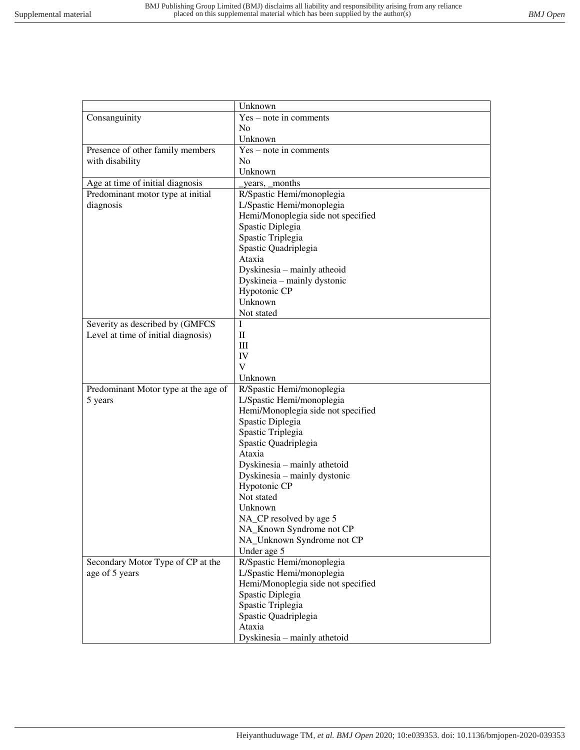| | |
|---|---|
| | Unknown |
| Consanguinity | Yes – note in comments<br>No<br>Unknown |
| Presence of other family members with disability | Yes – note in comments<br>No<br>Unknown |
| Age at time of initial diagnosis | _years, _months |
| Predominant motor type at initial diagnosis | R/Spastic Hemi/monoplegia<br>L/Spastic Hemi/monoplegia<br>Hemi/Monoplegia side not specified<br>Spastic Diplegia<br>Spastic Triplegia<br>Spastic Quadriplegia<br>Ataxia<br>Dyskinesia – mainly atheoid<br>Dyskineia – mainly dystonic<br>Hypotonic CP<br>Unknown<br>Not stated |
| Severity as described by (GMFCS Level at time of initial diagnosis) | I<br>II<br>III<br>IV<br>V<br>Unknown |
| Predominant Motor type at the age of 5 years | R/Spastic Hemi/monoplegia<br>L/Spastic Hemi/monoplegia<br>Hemi/Monoplegia side not specified<br>Spastic Diplegia<br>Spastic Triplegia<br>Spastic Quadriplegia<br>Ataxia<br>Dyskinesia – mainly athetoid<br>Dyskinesia – mainly dystonic<br>Hypotonic CP<br>Not stated<br>Unknown<br>NA_CP resolved by age 5<br>NA_Known Syndrome not CP<br>NA_Unknown Syndrome not CP<br>Under age 5 |
| Secondary Motor Type of CP at the age of 5 years | R/Spastic Hemi/monoplegia<br>L/Spastic Hemi/monoplegia<br>Hemi/Monoplegia side not specified<br>Spastic Diplegia<br>Spastic Triplegia<br>Spastic Quadriplegia<br>Ataxia<br>Dyskinesia – mainly athetoid |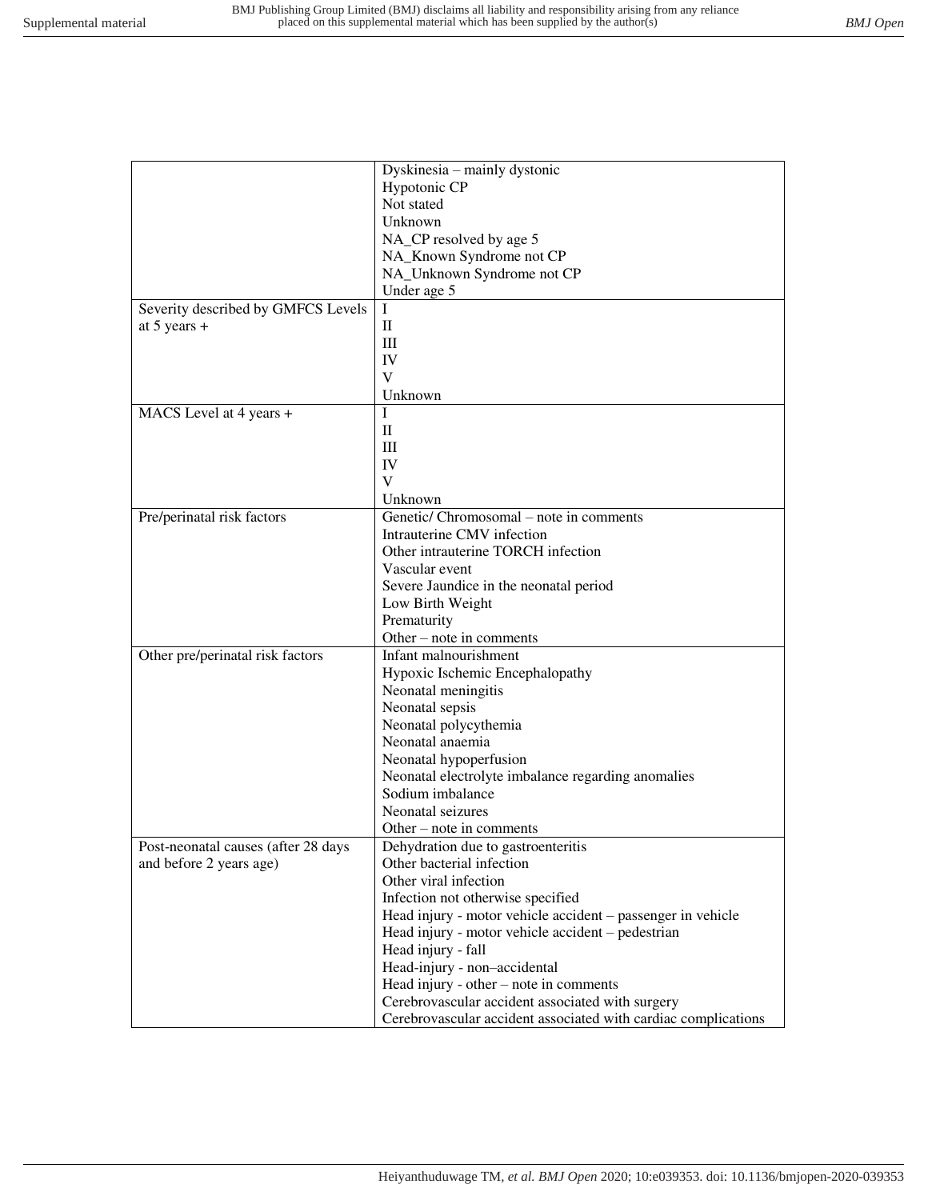| | |
|---|---|
| | Dyskinesia – mainly dystonic<br>Hypotonic CP<br>Not stated<br>Unknown<br>NA_CP resolved by age 5<br>NA_Known Syndrome not CP<br>NA_Unknown Syndrome not CP<br>Under age 5 |
| Severity described by GMFCS Levels at 5 years + | I<br>II<br>III<br>IV<br>V<br>Unknown |
| MACS Level at 4 years + | I<br>II<br>III<br>IV<br>V<br>Unknown |
| Pre/perinatal risk factors | Genetic/ Chromosomal – note in comments<br>Intrauterine CMV infection<br>Other intrauterine TORCH infection<br>Vascular event<br>Severe Jaundice in the neonatal period<br>Low Birth Weight<br>Prematurity<br>Other – note in comments |
| Other pre/perinatal risk factors | Infant malnourishment<br>Hypoxic Ischemic Encephalopathy<br>Neonatal meningitis<br>Neonatal sepsis<br>Neonatal polycythemia<br>Neonatal anaemia<br>Neonatal hypoperfusion<br>Neonatal electrolyte imbalance regarding anomalies<br>Sodium imbalance<br>Neonatal seizures<br>Other – note in comments |
| Post-neonatal causes (after 28 days and before 2 years age) | Dehydration due to gastroenteritis<br>Other bacterial infection<br>Other viral infection<br>Infection not otherwise specified<br>Head injury - motor vehicle accident – passenger in vehicle<br>Head injury - motor vehicle accident – pedestrian<br>Head injury - fall<br>Head-injury - non–accidental<br>Head injury - other – note in comments<br>Cerebrovascular accident associated with surgery<br>Cerebrovascular accident associated with cardiac complications |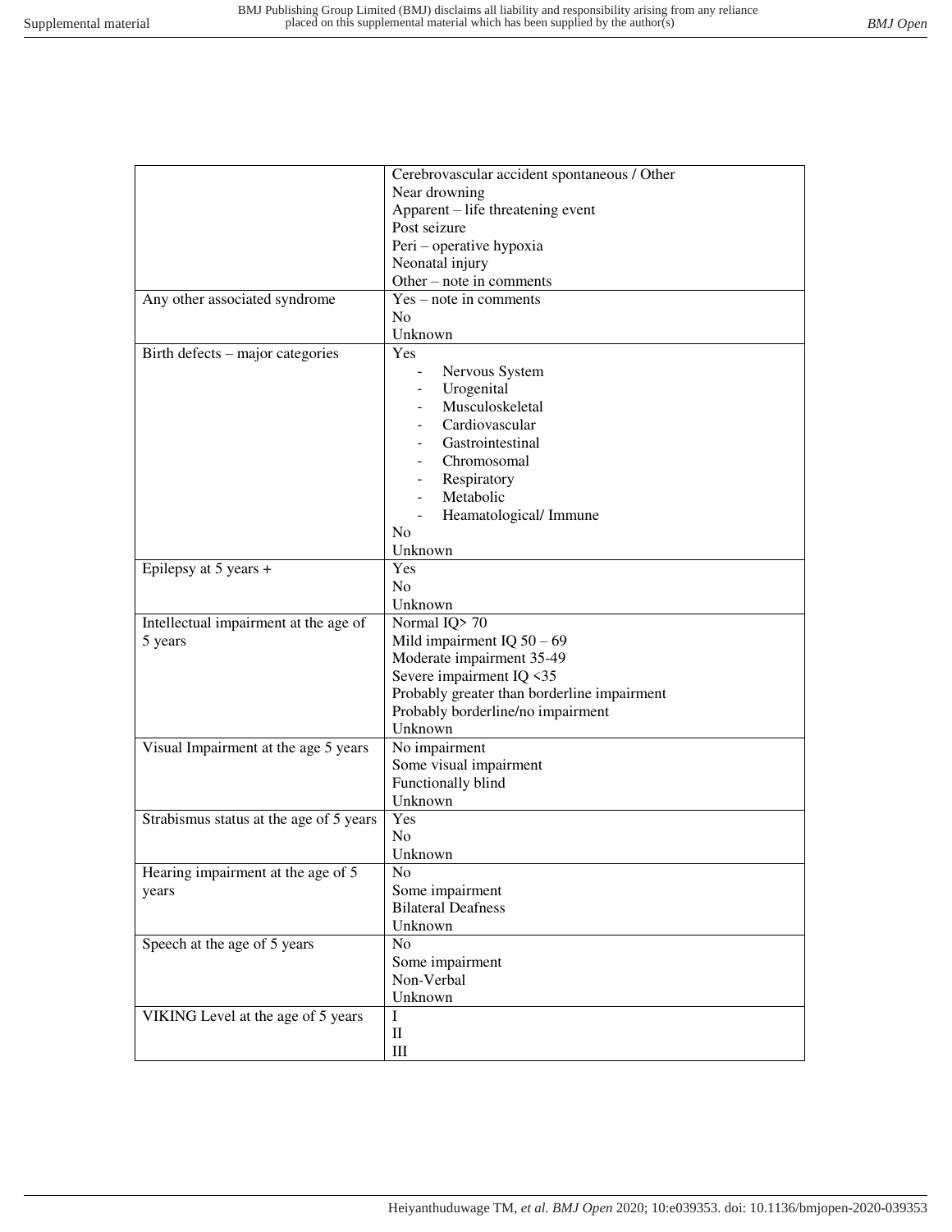| | |
|---|---|
| | Cerebrovascular accident spontaneous / Other<br>Near drowning<br>Apparent – life threatening event<br>Post seizure<br>Peri – operative hypoxia<br>Neonatal injury<br>Other – note in comments |
| Any other associated syndrome | Yes – note in comments<br>No<br>Unknown |
| Birth defects – major categories | Yes<br>- Nervous System<br>- Urogenital<br>- Musculoskeletal<br>- Cardiovascular<br>- Gastrointestinal<br>- Chromosomal<br>- Respiratory<br>- Metabolic<br>- Heamatological/ Immune<br>No<br>Unknown |
| Epilepsy at 5 years + | Yes<br>No<br>Unknown |
| Intellectual impairment at the age of 5 years | Normal IQ> 70<br>Mild impairment IQ 50 – 69<br>Moderate impairment 35-49<br>Severe impairment IQ <35<br>Probably greater than borderline impairment<br>Probably borderline/no impairment<br>Unknown |
| Visual Impairment at the age 5 years | No impairment<br>Some visual impairment<br>Functionally blind<br>Unknown |
| Strabismus status at the age of 5 years | Yes<br>No<br>Unknown |
| Hearing impairment at the age of 5 years | No<br>Some impairment<br>Bilateral Deafness<br>Unknown |
| Speech at the age of 5 years | No<br>Some impairment<br>Non-Verbal<br>Unknown |
| VIKING Level at the age of 5 years | I<br>II<br>III |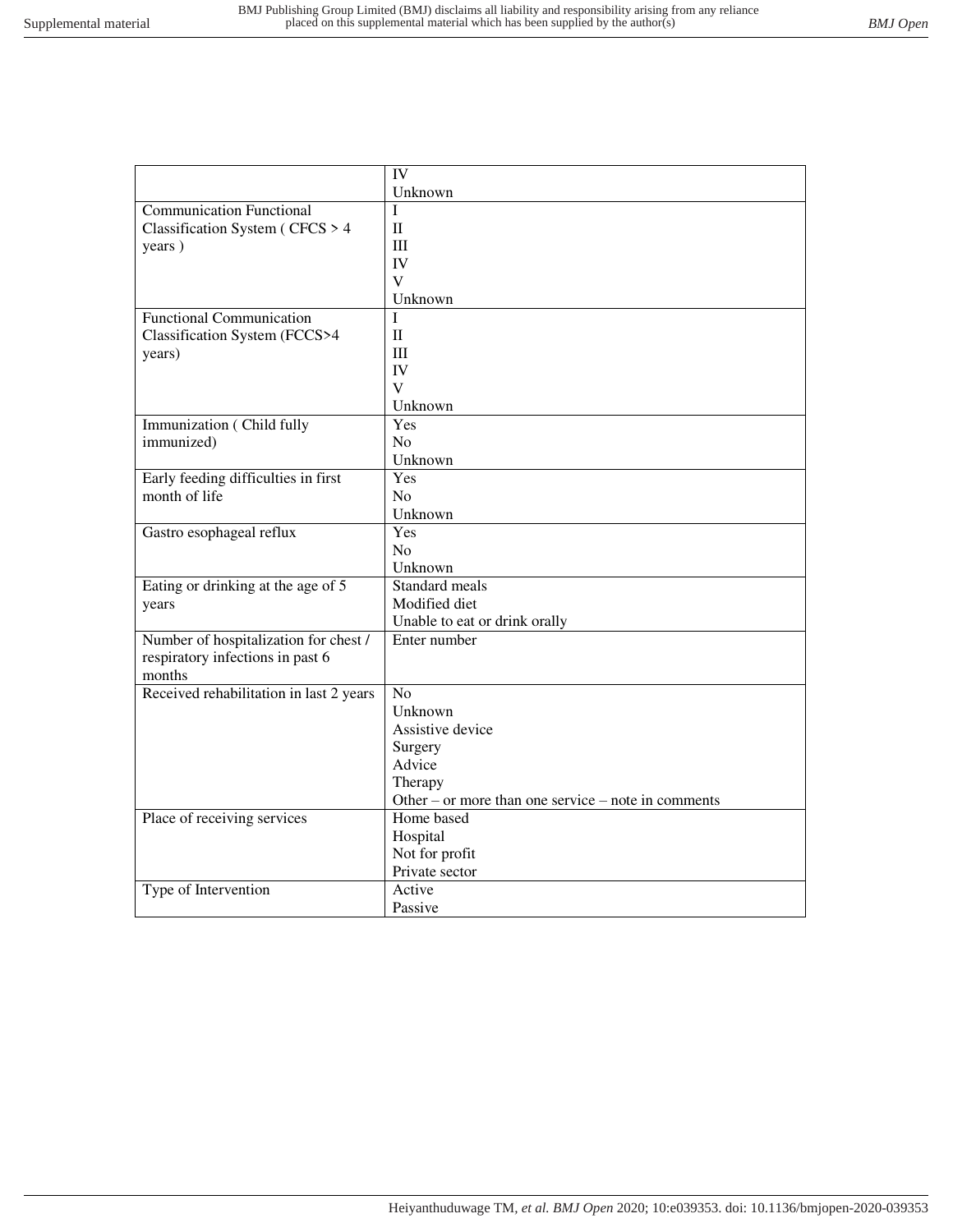| | |
|---|---|
| | IV<br>Unknown |
| Communication Functional Classification System ( CFCS > 4 years ) | I<br>II<br>III<br>IV<br>V<br>Unknown |
| Functional Communication Classification System (FCCS>4 years) | I<br>II<br>III<br>IV<br>V<br>Unknown |
| Immunization ( Child fully immunized) | Yes<br>No<br>Unknown |
| Early feeding difficulties in first month of life | Yes<br>No<br>Unknown |
| Gastro esophageal reflux | Yes<br>No<br>Unknown |
| Eating or drinking at the age of 5 years | Standard meals<br>Modified diet<br>Unable to eat or drink orally |
| Number of hospitalization for chest / respiratory infections in past 6 months | Enter number |
| Received rehabilitation in last 2 years | No<br>Unknown<br>Assistive device<br>Surgery<br>Advice<br>Therapy<br>Other – or more than one service – note in comments |
| Place of receiving services | Home based<br>Hospital<br>Not for profit<br>Private sector |
| Type of Intervention | Active<br>Passive |